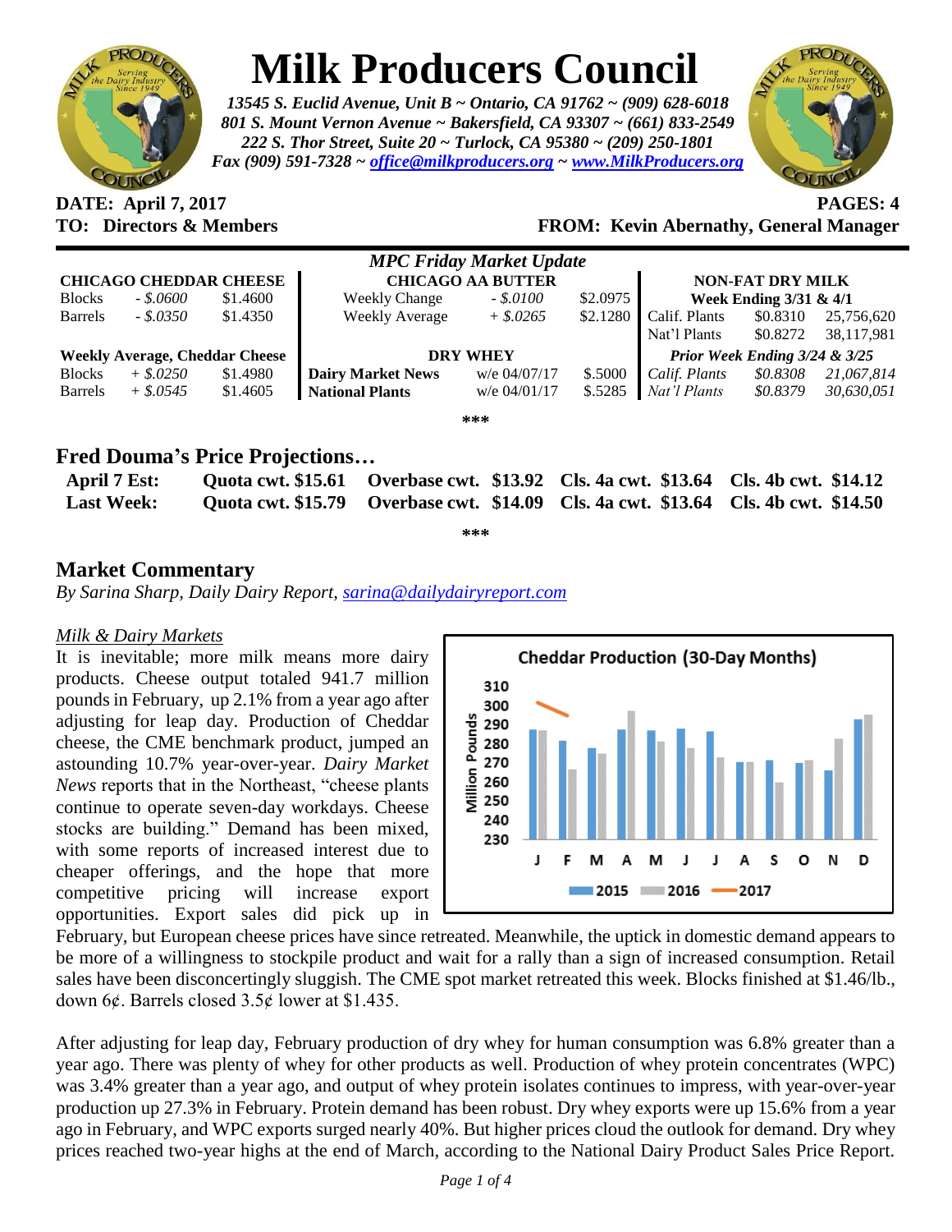# Milk Producers Council

*13545 S. Euclid Avenue, Unit B ~ Ontario, CA 91762 ~ (909) 628-6018*
*801 S. Mount Vernon Avenue ~ Bakersfield, CA 93307 ~ (661) 833-2549*
*222 S. Thor Street, Suite 20 ~ Turlock, CA 95380 ~ (209) 250-1801*
*Fax (909) 591-7328 ~ office@milkproducers.org ~ www.MilkProducers.org*

**DATE: April 7, 2017** **PAGES: 4**
**TO: Directors & Members** **FROM: Kevin Abernathy, General Manager**

*MPC Friday Market Update*

| CHICAGO CHEDDAR CHEESE | | | CHICAGO AA BUTTER | | | NON-FAT DRY MILK | | |
|---|---|---|---|---|---|---|---|---|
| | | | | | | Week Ending 3/31 & 4/1 | | |
| Blocks | *- $.0600* | $1.4600 | Weekly Change | *- $.0100* | $2.0975 | Calif. Plants | $0.8310 | 25,756,620 |
| Barrels | *- $.0350* | $1.4350 | Weekly Average | *+ $.0265* | $2.1280 | Nat'l Plants | $0.8272 | 38,117,981 |
| **Weekly Average, Cheddar Cheese** | | | **DRY WHEY** | | | *Prior Week Ending 3/24 & 3/25* | | |
| Blocks | *+ $.0250* | $1.4980 | **Dairy Market News** | w/e 04/07/17 | $.5000 | *Calif. Plants* | *$0.8308* | *21,067,814* |
| Barrels | *+ $.0545* | $1.4605 | **National Plants** | w/e 04/01/17 | $.5285 | *Nat'l Plants* | *$0.8379* | *30,630,051* |

\*\*\*

## Fred Douma's Price Projections…

| | | | | |
|---|---|---|---|---|
| **April 7 Est:** | **Quota cwt. $15.61** | **Overbase cwt. $13.92** | **Cls. 4a cwt. $13.64** | **Cls. 4b cwt. $14.12** |
| **Last Week:** | **Quota cwt. $15.79** | **Overbase cwt. $14.09** | **Cls. 4a cwt. $13.64** | **Cls. 4b cwt. $14.50** |

\*\*\*

## Market Commentary

*By Sarina Sharp, Daily Dairy Report, sarina@dailydairyreport.com*

### *Milk & Dairy Markets*

It is inevitable; more milk means more dairy products. Cheese output totaled 941.7 million pounds in February, up 2.1% from a year ago after adjusting for leap day. Production of Cheddar cheese, the CME benchmark product, jumped an astounding 10.7% year-over-year. *Dairy Market News* reports that in the Northeast, "cheese plants continue to operate seven-day workdays. Cheese stocks are building." Demand has been mixed, with some reports of increased interest due to cheaper offerings, and the hope that more competitive pricing will increase export opportunities. Export sales did pick up in February, but European cheese prices have since retreated. Meanwhile, the uptick in domestic demand appears to be more of a willingness to stockpile product and wait for a rally than a sign of increased consumption. Retail sales have been disconcertingly sluggish. The CME spot market retreated this week. Blocks finished at $1.46/lb., down 6¢. Barrels closed 3.5¢ lower at $1.435.

After adjusting for leap day, February production of dry whey for human consumption was 6.8% greater than a year ago. There was plenty of whey for other products as well. Production of whey protein concentrates (WPC) was 3.4% greater than a year ago, and output of whey protein isolates continues to impress, with year-over-year production up 27.3% in February. Protein demand has been robust. Dry whey exports were up 15.6% from a year ago in February, and WPC exports surged nearly 40%. But higher prices cloud the outlook for demand. Dry whey prices reached two-year highs at the end of March, according to the National Dairy Product Sales Price Report.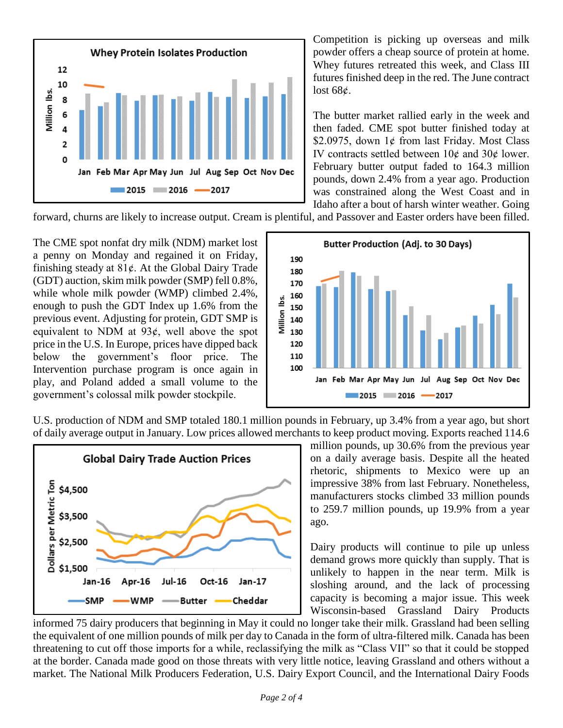Competition is picking up overseas and milk powder offers a cheap source of protein at home. Whey futures retreated this week, and Class III futures finished deep in the red. The June contract lost 68¢.

The butter market rallied early in the week and then faded. CME spot butter finished today at $2.0975, down 1¢ from last Friday. Most Class IV contracts settled between 10¢ and 30¢ lower. February butter output faded to 164.3 million pounds, down 2.4% from a year ago. Production was constrained along the West Coast and in Idaho after a bout of harsh winter weather. Going forward, churns are likely to increase output. Cream is plentiful, and Passover and Easter orders have been filled.

The CME spot nonfat dry milk (NDM) market lost a penny on Monday and regained it on Friday, finishing steady at 81¢. At the Global Dairy Trade (GDT) auction, skim milk powder (SMP) fell 0.8%, while whole milk powder (WMP) climbed 2.4%, enough to push the GDT Index up 1.6% from the previous event. Adjusting for protein, GDT SMP is equivalent to NDM at 93¢, well above the spot price in the U.S. In Europe, prices have dipped back below the government's floor price. The Intervention purchase program is once again in play, and Poland added a small volume to the government's colossal milk powder stockpile.

U.S. production of NDM and SMP totaled 180.1 million pounds in February, up 3.4% from a year ago, but short of daily average output in January. Low prices allowed merchants to keep product moving. Exports reached 114.6 million pounds, up 30.6% from the previous year on a daily average basis. Despite all the heated rhetoric, shipments to Mexico were up an impressive 38% from last February. Nonetheless, manufacturers stocks climbed 33 million pounds to 259.7 million pounds, up 19.9% from a year ago.

Dairy products will continue to pile up unless demand grows more quickly than supply. That is unlikely to happen in the near term. Milk is sloshing around, and the lack of processing capacity is becoming a major issue. This week Wisconsin-based Grassland Dairy Products informed 75 dairy producers that beginning in May it could no longer take their milk. Grassland had been selling the equivalent of one million pounds of milk per day to Canada in the form of ultra-filtered milk. Canada has been threatening to cut off those imports for a while, reclassifying the milk as "Class VII" so that it could be stopped at the border. Canada made good on those threats with very little notice, leaving Grassland and others without a market. The National Milk Producers Federation, U.S. Dairy Export Council, and the International Dairy Foods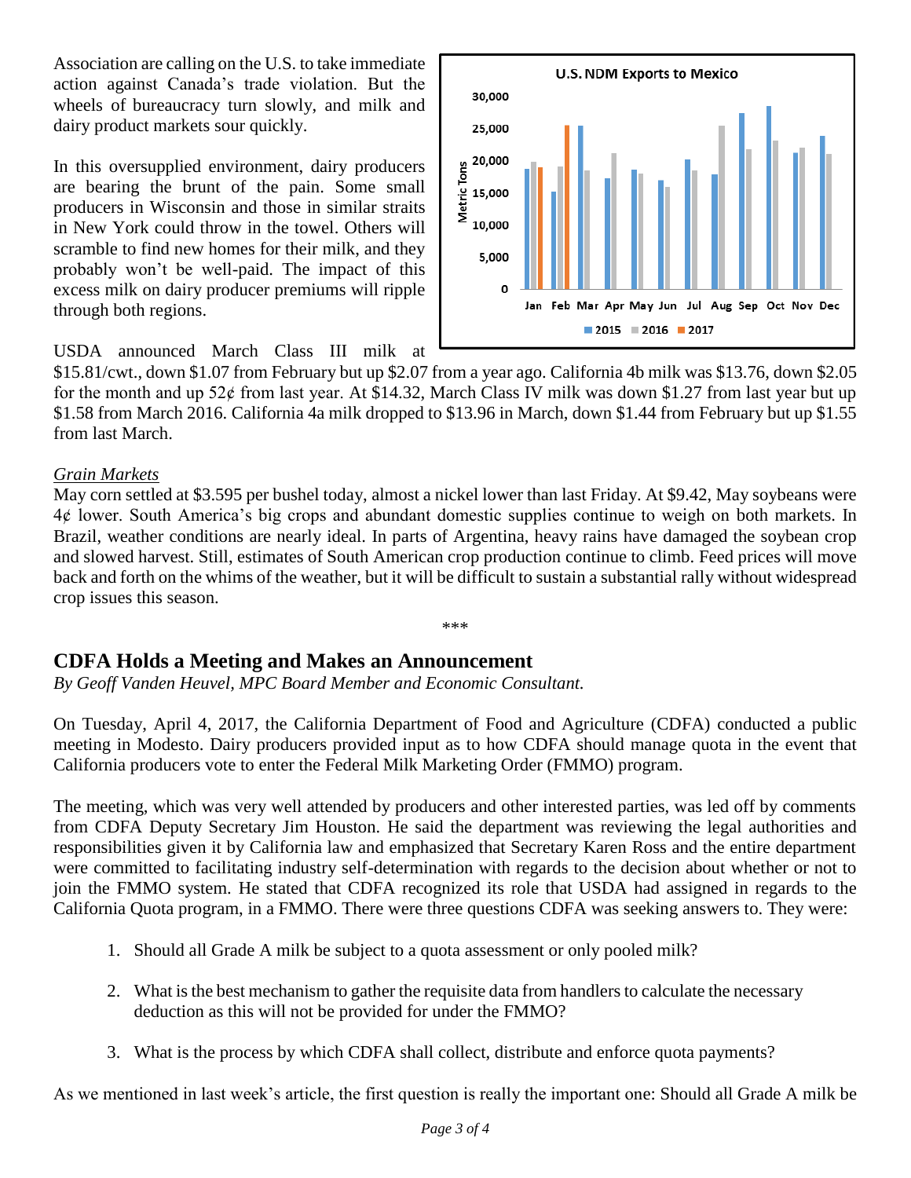Association are calling on the U.S. to take immediate action against Canada's trade violation. But the wheels of bureaucracy turn slowly, and milk and dairy product markets sour quickly.

In this oversupplied environment, dairy producers are bearing the brunt of the pain. Some small producers in Wisconsin and those in similar straits in New York could throw in the towel. Others will scramble to find new homes for their milk, and they probably won't be well-paid. The impact of this excess milk on dairy producer premiums will ripple through both regions.

USDA announced March Class III milk at $15.81/cwt., down $1.07 from February but up $2.07 from a year ago. California 4b milk was $13.76, down $2.05 for the month and up 52¢ from last year. At $14.32, March Class IV milk was down $1.27 from last year but up $1.58 from March 2016. California 4a milk dropped to $13.96 in March, down $1.44 from February but up $1.55 from last March.

*Grain Markets*

May corn settled at $3.595 per bushel today, almost a nickel lower than last Friday. At $9.42, May soybeans were 4¢ lower. South America's big crops and abundant domestic supplies continue to weigh on both markets. In Brazil, weather conditions are nearly ideal. In parts of Argentina, heavy rains have damaged the soybean crop and slowed harvest. Still, estimates of South American crop production continue to climb. Feed prices will move back and forth on the whims of the weather, but it will be difficult to sustain a substantial rally without widespread crop issues this season.

\*\*\*

## CDFA Holds a Meeting and Makes an Announcement

*By Geoff Vanden Heuvel, MPC Board Member and Economic Consultant.*

On Tuesday, April 4, 2017, the California Department of Food and Agriculture (CDFA) conducted a public meeting in Modesto. Dairy producers provided input as to how CDFA should manage quota in the event that California producers vote to enter the Federal Milk Marketing Order (FMMO) program.

The meeting, which was very well attended by producers and other interested parties, was led off by comments from CDFA Deputy Secretary Jim Houston. He said the department was reviewing the legal authorities and responsibilities given it by California law and emphasized that Secretary Karen Ross and the entire department were committed to facilitating industry self-determination with regards to the decision about whether or not to join the FMMO system. He stated that CDFA recognized its role that USDA had assigned in regards to the California Quota program, in a FMMO. There were three questions CDFA was seeking answers to. They were:

1. Should all Grade A milk be subject to a quota assessment or only pooled milk?
2. What is the best mechanism to gather the requisite data from handlers to calculate the necessary deduction as this will not be provided for under the FMMO?
3. What is the process by which CDFA shall collect, distribute and enforce quota payments?

As we mentioned in last week's article, the first question is really the important one: Should all Grade A milk be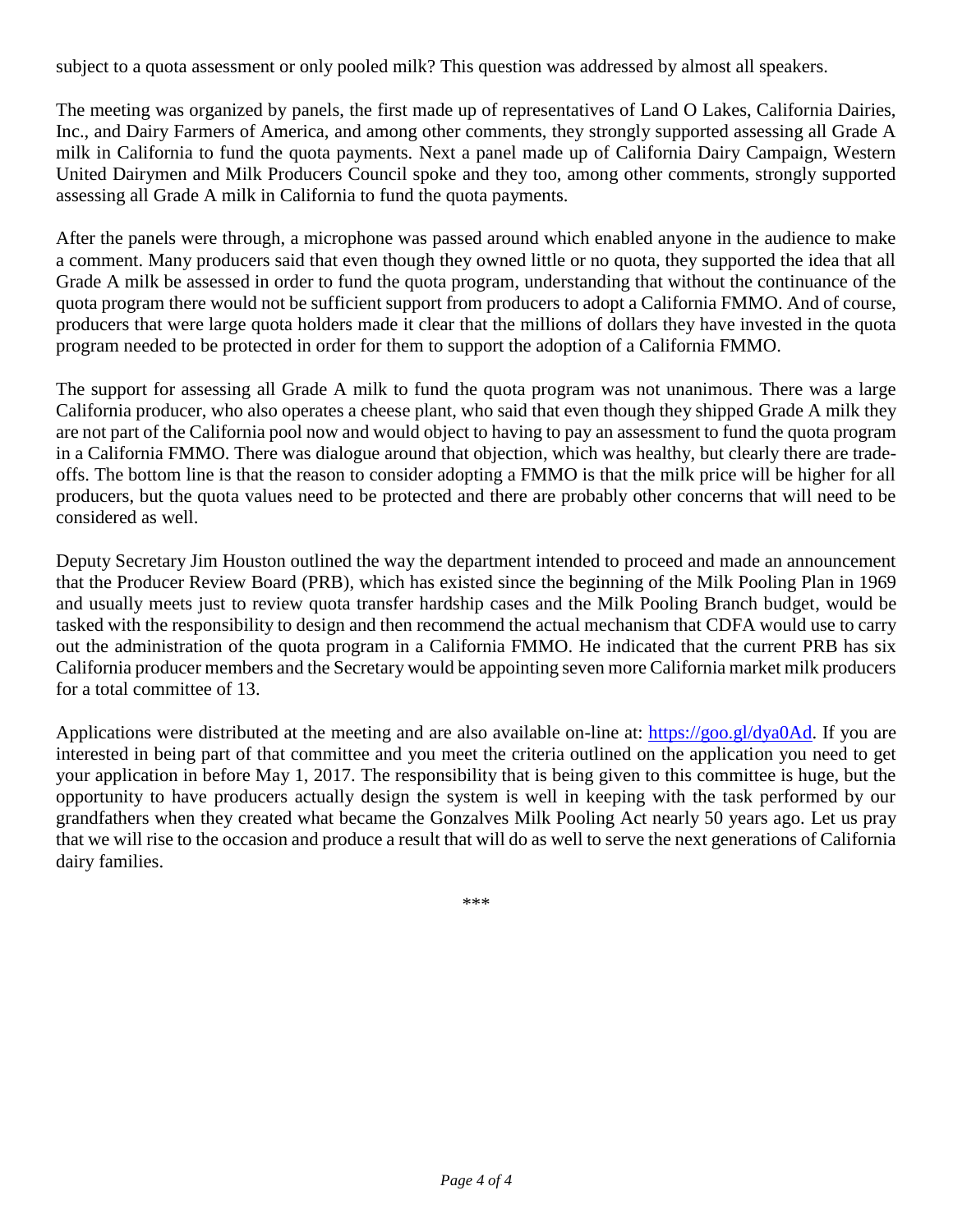subject to a quota assessment or only pooled milk? This question was addressed by almost all speakers.

The meeting was organized by panels, the first made up of representatives of Land O Lakes, California Dairies, Inc., and Dairy Farmers of America, and among other comments, they strongly supported assessing all Grade A milk in California to fund the quota payments. Next a panel made up of California Dairy Campaign, Western United Dairymen and Milk Producers Council spoke and they too, among other comments, strongly supported assessing all Grade A milk in California to fund the quota payments.

After the panels were through, a microphone was passed around which enabled anyone in the audience to make a comment. Many producers said that even though they owned little or no quota, they supported the idea that all Grade A milk be assessed in order to fund the quota program, understanding that without the continuance of the quota program there would not be sufficient support from producers to adopt a California FMMO. And of course, producers that were large quota holders made it clear that the millions of dollars they have invested in the quota program needed to be protected in order for them to support the adoption of a California FMMO.

The support for assessing all Grade A milk to fund the quota program was not unanimous. There was a large California producer, who also operates a cheese plant, who said that even though they shipped Grade A milk they are not part of the California pool now and would object to having to pay an assessment to fund the quota program in a California FMMO. There was dialogue around that objection, which was healthy, but clearly there are trade-offs. The bottom line is that the reason to consider adopting a FMMO is that the milk price will be higher for all producers, but the quota values need to be protected and there are probably other concerns that will need to be considered as well.

Deputy Secretary Jim Houston outlined the way the department intended to proceed and made an announcement that the Producer Review Board (PRB), which has existed since the beginning of the Milk Pooling Plan in 1969 and usually meets just to review quota transfer hardship cases and the Milk Pooling Branch budget, would be tasked with the responsibility to design and then recommend the actual mechanism that CDFA would use to carry out the administration of the quota program in a California FMMO. He indicated that the current PRB has six California producer members and the Secretary would be appointing seven more California market milk producers for a total committee of 13.

Applications were distributed at the meeting and are also available on-line at: [https://goo.gl/dya0Ad](https://goo.gl/dya0Ad). If you are interested in being part of that committee and you meet the criteria outlined on the application you need to get your application in before May 1, 2017. The responsibility that is being given to this committee is huge, but the opportunity to have producers actually design the system is well in keeping with the task performed by our grandfathers when they created what became the Gonzalves Milk Pooling Act nearly 50 years ago. Let us pray that we will rise to the occasion and produce a result that will do as well to serve the next generations of California dairy families.

***